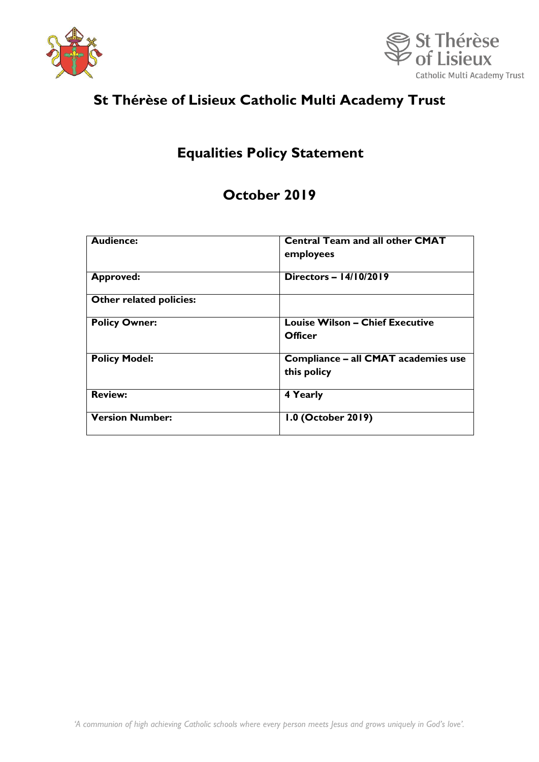# St Thérèse of Lisieux Catholic Multi Academy Trust

## Equalities Policy Statement

## October 2019

| | |
|---|---|
| **Audience:** | **Central Team and all other CMAT employees** |
| **Approved:** | **Directors – 14/10/2019** |
| **Other related policies:** | |
| **Policy Owner:** | **Louise Wilson – Chief Executive Officer** |
| **Policy Model:** | **Compliance – all CMAT academies use this policy** |
| **Review:** | **4 Yearly** |
| **Version Number:** | **1.0 (October 2019)** |

*'A communion of high achieving Catholic schools where every person meets Jesus and grows uniquely in God's love'.*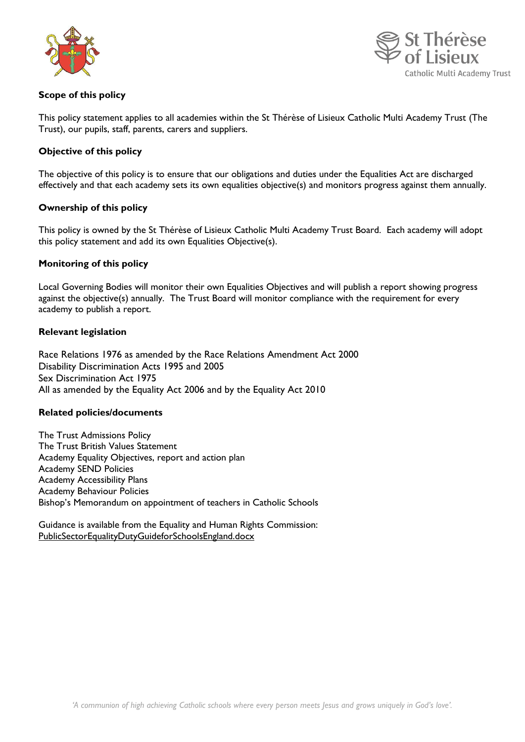**Scope of this policy**

This policy statement applies to all academies within the St Thérèse of Lisieux Catholic Multi Academy Trust (The Trust), our pupils, staff, parents, carers and suppliers.

**Objective of this policy**

The objective of this policy is to ensure that our obligations and duties under the Equalities Act are discharged effectively and that each academy sets its own equalities objective(s) and monitors progress against them annually.

**Ownership of this policy**

This policy is owned by the St Thérèse of Lisieux Catholic Multi Academy Trust Board. Each academy will adopt this policy statement and add its own Equalities Objective(s).

**Monitoring of this policy**

Local Governing Bodies will monitor their own Equalities Objectives and will publish a report showing progress against the objective(s) annually. The Trust Board will monitor compliance with the requirement for every academy to publish a report.

**Relevant legislation**

Race Relations 1976 as amended by the Race Relations Amendment Act 2000
Disability Discrimination Acts 1995 and 2005
Sex Discrimination Act 1975
All as amended by the Equality Act 2006 and by the Equality Act 2010

**Related policies/documents**

The Trust Admissions Policy
The Trust British Values Statement
Academy Equality Objectives, report and action plan
Academy SEND Policies
Academy Accessibility Plans
Academy Behaviour Policies
Bishop's Memorandum on appointment of teachers in Catholic Schools

Guidance is available from the Equality and Human Rights Commission:
PublicSectorEqualityDutyGuideforSchoolsEngland.docx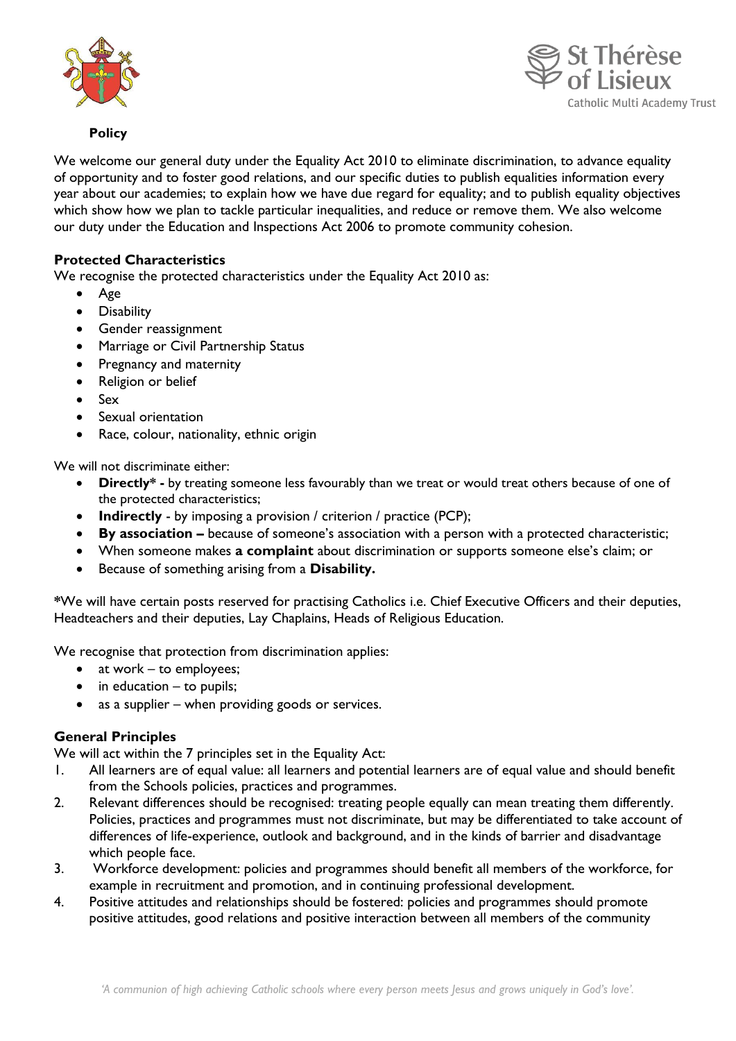**Policy**

We welcome our general duty under the Equality Act 2010 to eliminate discrimination, to advance equality of opportunity and to foster good relations, and our specific duties to publish equalities information every year about our academies; to explain how we have due regard for equality; and to publish equality objectives which show how we plan to tackle particular inequalities, and reduce or remove them. We also welcome our duty under the Education and Inspections Act 2006 to promote community cohesion.

### Protected Characteristics

We recognise the protected characteristics under the Equality Act 2010 as:

- Age
- Disability
- Gender reassignment
- Marriage or Civil Partnership Status
- Pregnancy and maternity
- Religion or belief
- Sex
- Sexual orientation
- Race, colour, nationality, ethnic origin

We will not discriminate either:

- **Directly* -** by treating someone less favourably than we treat or would treat others because of one of the protected characteristics;
- **Indirectly** - by imposing a provision / criterion / practice (PCP);
- **By association –** because of someone's association with a person with a protected characteristic;
- When someone makes **a complaint** about discrimination or supports someone else's claim; or
- Because of something arising from a **Disability.**

**\***We will have certain posts reserved for practising Catholics i.e. Chief Executive Officers and their deputies, Headteachers and their deputies, Lay Chaplains, Heads of Religious Education.

We recognise that protection from discrimination applies:

- at work – to employees;
- in education – to pupils;
- as a supplier – when providing goods or services.

### General Principles

We will act within the 7 principles set in the Equality Act:

1. All learners are of equal value: all learners and potential learners are of equal value and should benefit from the Schools policies, practices and programmes.
2. Relevant differences should be recognised: treating people equally can mean treating them differently. Policies, practices and programmes must not discriminate, but may be differentiated to take account of differences of life-experience, outlook and background, and in the kinds of barrier and disadvantage which people face.
3. Workforce development: policies and programmes should benefit all members of the workforce, for example in recruitment and promotion, and in continuing professional development.
4. Positive attitudes and relationships should be fostered: policies and programmes should promote positive attitudes, good relations and positive interaction between all members of the community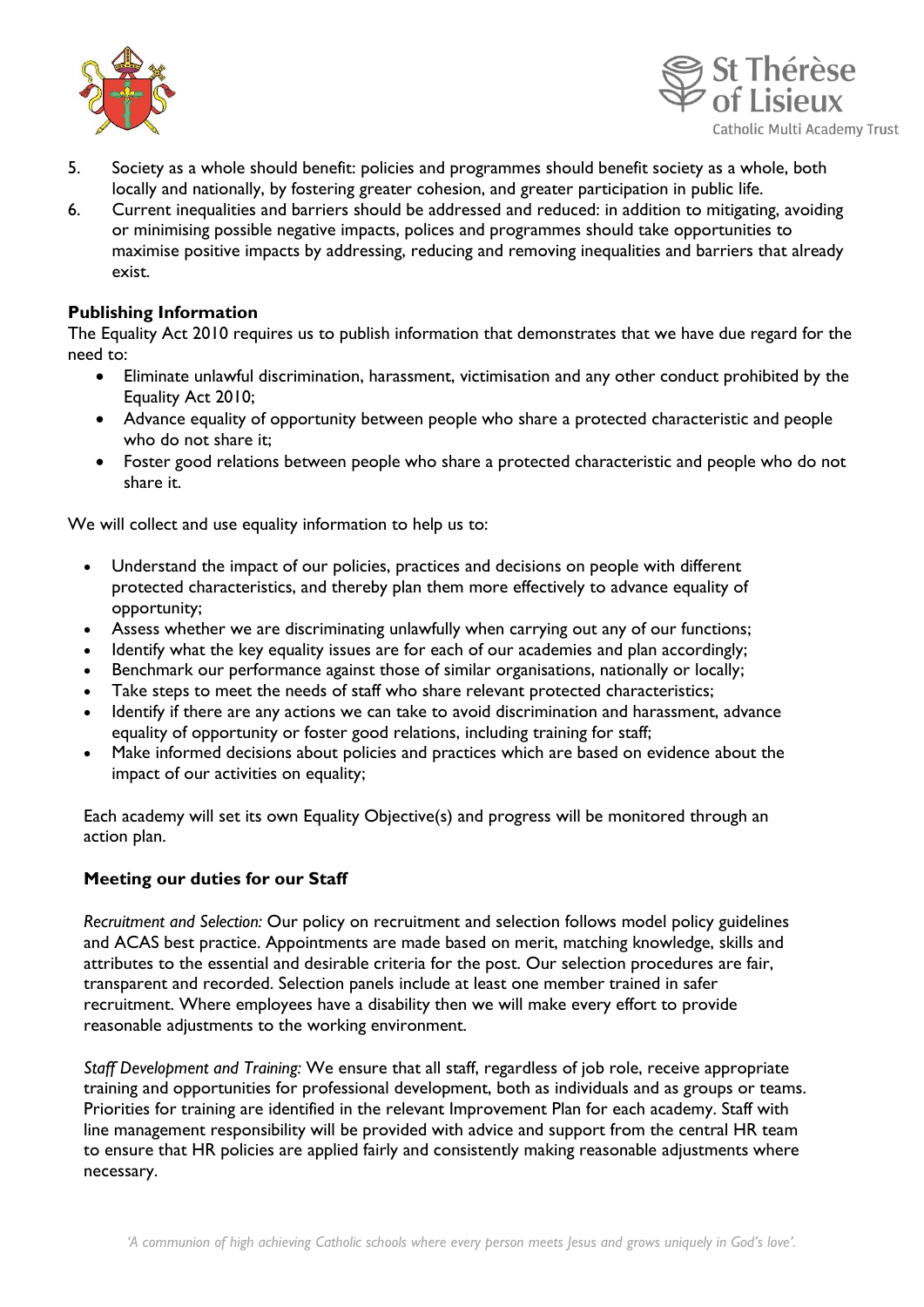5. Society as a whole should benefit: policies and programmes should benefit society as a whole, both locally and nationally, by fostering greater cohesion, and greater participation in public life.
6. Current inequalities and barriers should be addressed and reduced: in addition to mitigating, avoiding or minimising possible negative impacts, polices and programmes should take opportunities to maximise positive impacts by addressing, reducing and removing inequalities and barriers that already exist.

**Publishing Information**

The Equality Act 2010 requires us to publish information that demonstrates that we have due regard for the need to:

- Eliminate unlawful discrimination, harassment, victimisation and any other conduct prohibited by the Equality Act 2010;
- Advance equality of opportunity between people who share a protected characteristic and people who do not share it;
- Foster good relations between people who share a protected characteristic and people who do not share it.

We will collect and use equality information to help us to:

- Understand the impact of our policies, practices and decisions on people with different protected characteristics, and thereby plan them more effectively to advance equality of opportunity;
- Assess whether we are discriminating unlawfully when carrying out any of our functions;
- Identify what the key equality issues are for each of our academies and plan accordingly;
- Benchmark our performance against those of similar organisations, nationally or locally;
- Take steps to meet the needs of staff who share relevant protected characteristics;
- Identify if there are any actions we can take to avoid discrimination and harassment, advance equality of opportunity or foster good relations, including training for staff;
- Make informed decisions about policies and practices which are based on evidence about the impact of our activities on equality;

Each academy will set its own Equality Objective(s) and progress will be monitored through an action plan.

**Meeting our duties for our Staff**

*Recruitment and Selection:* Our policy on recruitment and selection follows model policy guidelines and ACAS best practice. Appointments are made based on merit, matching knowledge, skills and attributes to the essential and desirable criteria for the post. Our selection procedures are fair, transparent and recorded. Selection panels include at least one member trained in safer recruitment. Where employees have a disability then we will make every effort to provide reasonable adjustments to the working environment.

*Staff Development and Training:* We ensure that all staff, regardless of job role, receive appropriate training and opportunities for professional development, both as individuals and as groups or teams. Priorities for training are identified in the relevant Improvement Plan for each academy. Staff with line management responsibility will be provided with advice and support from the central HR team to ensure that HR policies are applied fairly and consistently making reasonable adjustments where necessary.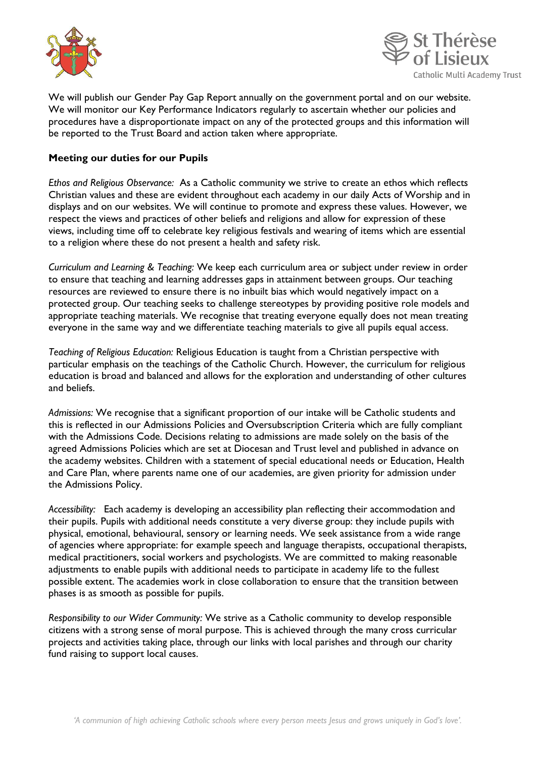We will publish our Gender Pay Gap Report annually on the government portal and on our website. We will monitor our Key Performance Indicators regularly to ascertain whether our policies and procedures have a disproportionate impact on any of the protected groups and this information will be reported to the Trust Board and action taken where appropriate.

**Meeting our duties for our Pupils**

*Ethos and Religious Observance:* As a Catholic community we strive to create an ethos which reflects Christian values and these are evident throughout each academy in our daily Acts of Worship and in displays and on our websites. We will continue to promote and express these values. However, we respect the views and practices of other beliefs and religions and allow for expression of these views, including time off to celebrate key religious festivals and wearing of items which are essential to a religion where these do not present a health and safety risk.

*Curriculum and Learning & Teaching:* We keep each curriculum area or subject under review in order to ensure that teaching and learning addresses gaps in attainment between groups. Our teaching resources are reviewed to ensure there is no inbuilt bias which would negatively impact on a protected group. Our teaching seeks to challenge stereotypes by providing positive role models and appropriate teaching materials. We recognise that treating everyone equally does not mean treating everyone in the same way and we differentiate teaching materials to give all pupils equal access.

*Teaching of Religious Education:* Religious Education is taught from a Christian perspective with particular emphasis on the teachings of the Catholic Church. However, the curriculum for religious education is broad and balanced and allows for the exploration and understanding of other cultures and beliefs.

*Admissions:* We recognise that a significant proportion of our intake will be Catholic students and this is reflected in our Admissions Policies and Oversubscription Criteria which are fully compliant with the Admissions Code. Decisions relating to admissions are made solely on the basis of the agreed Admissions Policies which are set at Diocesan and Trust level and published in advance on the academy websites. Children with a statement of special educational needs or Education, Health and Care Plan, where parents name one of our academies, are given priority for admission under the Admissions Policy.

*Accessibility:* Each academy is developing an accessibility plan reflecting their accommodation and their pupils. Pupils with additional needs constitute a very diverse group: they include pupils with physical, emotional, behavioural, sensory or learning needs. We seek assistance from a wide range of agencies where appropriate: for example speech and language therapists, occupational therapists, medical practitioners, social workers and psychologists. We are committed to making reasonable adjustments to enable pupils with additional needs to participate in academy life to the fullest possible extent. The academies work in close collaboration to ensure that the transition between phases is as smooth as possible for pupils.

*Responsibility to our Wider Community:* We strive as a Catholic community to develop responsible citizens with a strong sense of moral purpose. This is achieved through the many cross curricular projects and activities taking place, through our links with local parishes and through our charity fund raising to support local causes.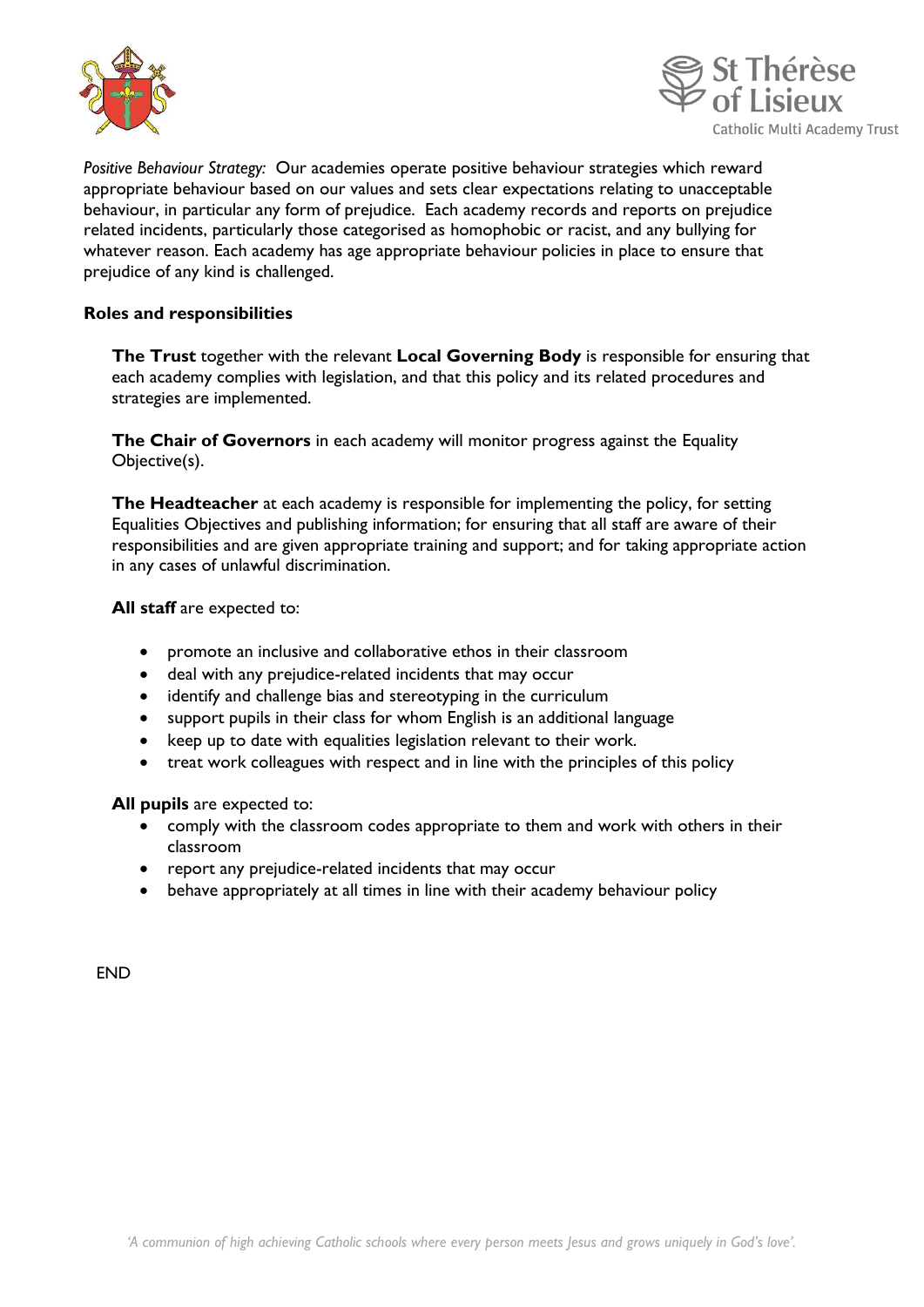*Positive Behaviour Strategy:* Our academies operate positive behaviour strategies which reward appropriate behaviour based on our values and sets clear expectations relating to unacceptable behaviour, in particular any form of prejudice. Each academy records and reports on prejudice related incidents, particularly those categorised as homophobic or racist, and any bullying for whatever reason. Each academy has age appropriate behaviour policies in place to ensure that prejudice of any kind is challenged.

**Roles and responsibilities**

**The Trust** together with the relevant **Local Governing Body** is responsible for ensuring that each academy complies with legislation, and that this policy and its related procedures and strategies are implemented.

**The Chair of Governors** in each academy will monitor progress against the Equality Objective(s).

**The Headteacher** at each academy is responsible for implementing the policy, for setting Equalities Objectives and publishing information; for ensuring that all staff are aware of their responsibilities and are given appropriate training and support; and for taking appropriate action in any cases of unlawful discrimination.

**All staff** are expected to:

- promote an inclusive and collaborative ethos in their classroom
- deal with any prejudice-related incidents that may occur
- identify and challenge bias and stereotyping in the curriculum
- support pupils in their class for whom English is an additional language
- keep up to date with equalities legislation relevant to their work.
- treat work colleagues with respect and in line with the principles of this policy

**All pupils** are expected to:

- comply with the classroom codes appropriate to them and work with others in their classroom
- report any prejudice-related incidents that may occur
- behave appropriately at all times in line with their academy behaviour policy

END